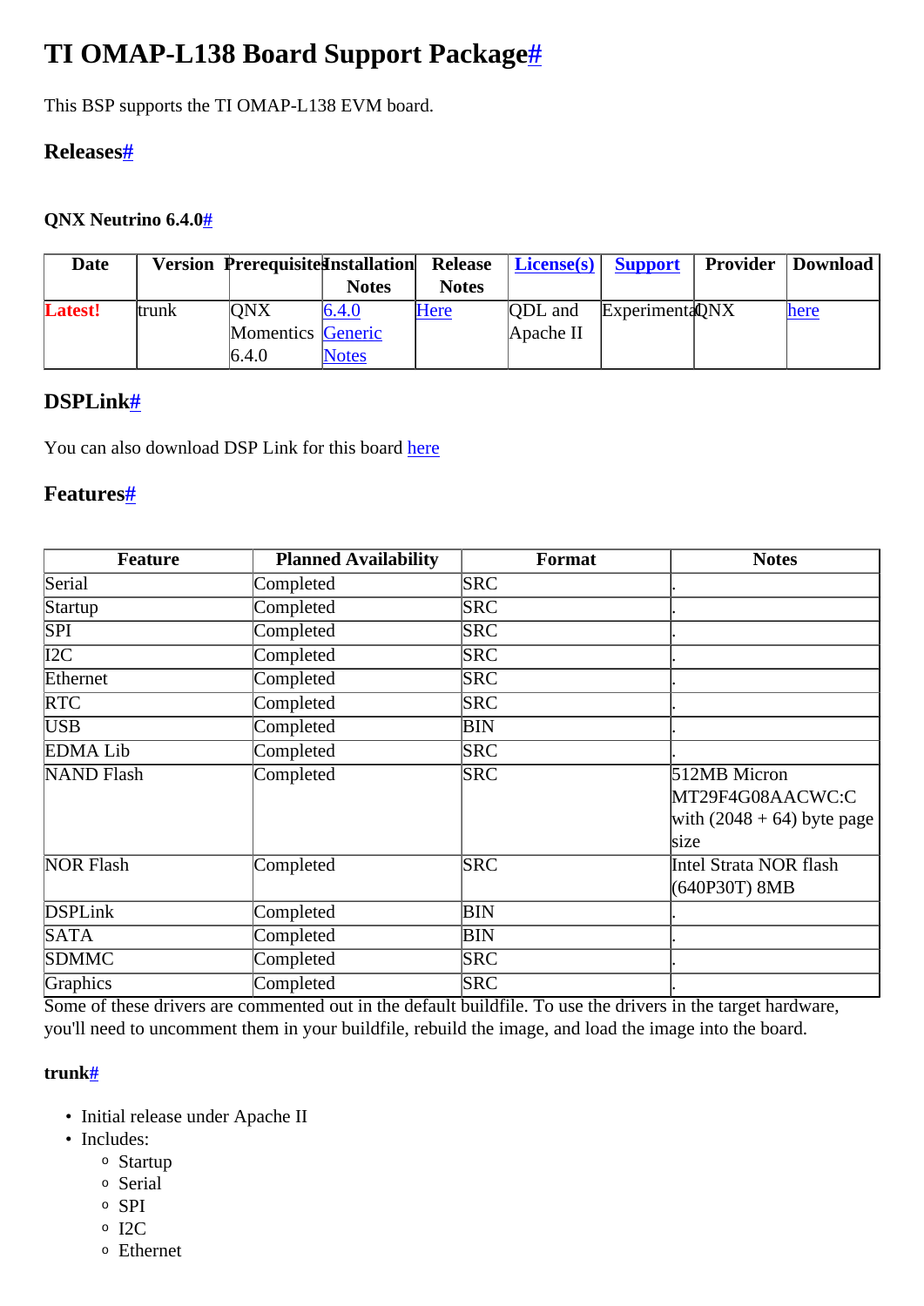# TI OMAP-L138 Board Support Package#

This BSP supports the TI OMAP-L138 EVM board.

## Releases#

### QNX Neutrino 6.4.0#

| Date | Version | Prerequisites | Installation Notes | Release Notes | License(s) | Support | Provider | Download |
|---|---|---|---|---|---|---|---|---|
| **Latest!** | trunk | QNX Momentics 6.4.0 | 6.4.0 Generic Notes | Here | QDL and Apache II | Experimental | QNX | here |

## DSPLink#

You can also download DSP Link for this board here

## Features#

| Feature | Planned Availability | Format | Notes |
|---|---|---|---|
| Serial | Completed | SRC | . |
| Startup | Completed | SRC | . |
| SPI | Completed | SRC | . |
| I2C | Completed | SRC | . |
| Ethernet | Completed | SRC | . |
| RTC | Completed | SRC | . |
| USB | Completed | BIN | . |
| EDMA Lib | Completed | SRC | . |
| NAND Flash | Completed | SRC | 512MB Micron MT29F4G08AACWC:C with (2048 + 64) byte page size |
| NOR Flash | Completed | SRC | Intel Strata NOR flash (640P30T) 8MB |
| DSPLink | Completed | BIN | . |
| SATA | Completed | BIN | . |
| SDMMC | Completed | SRC | . |
| Graphics | Completed | SRC | . |

Some of these drivers are commented out in the default buildfile. To use the drivers in the target hardware, you'll need to uncomment them in your buildfile, rebuild the image, and load the image into the board.

### trunk#

- Initial release under Apache II
- Includes:
  - Startup
  - Serial
  - SPI
  - I2C
  - Ethernet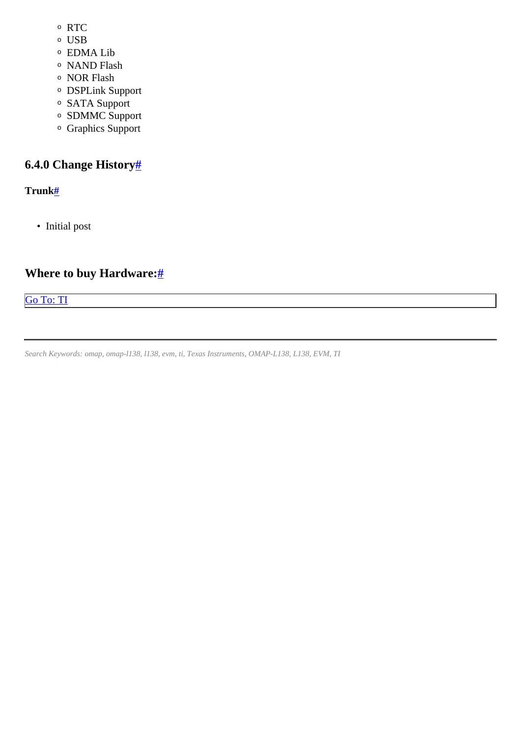- RTC
  - USB
  - EDMA Lib
  - NAND Flash
  - NOR Flash
  - DSPLink Support
  - SATA Support
  - SDMMC Support
  - Graphics Support

## 6.4.0 Change History#

### Trunk#

- Initial post

## Where to buy Hardware:#

| Go To: TI |
| --- |

---

*Search Keywords: omap, omap-l138, l138, evm, ti, Texas Instruments, OMAP-L138, L138, EVM, TI*